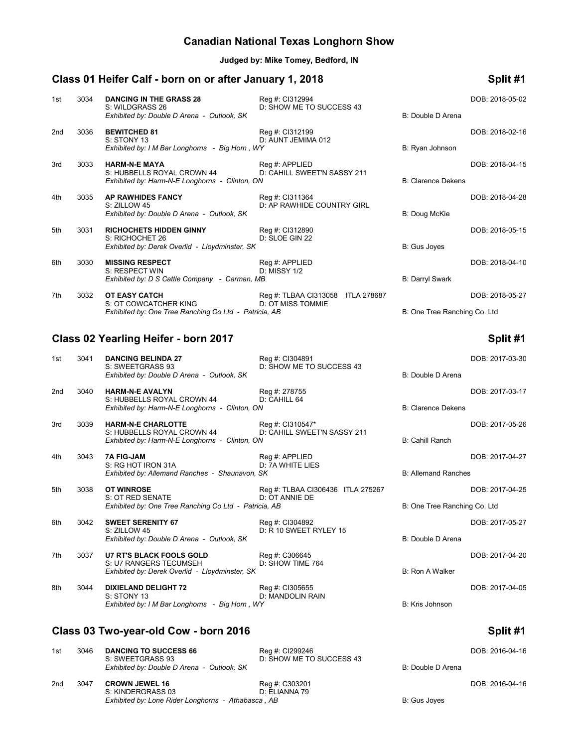# Canadian National Texas Longhorn Show

**Judged by: Mike Tomey, Bedford, IN**

## Class 01 Heifer Calf - born on or after January 1, 2018 — Split #1

| Place | No. | Name / Sire / Exhibitor | Reg # / Dam | Breeder | DOB |
|---|---|---|---|---|---|
| 1st | 3034 | **DANCING IN THE GRASS 28**<br>S: WILDGRASS 26<br>*Exhibited by: Double D Arena - Outlook, SK* | Reg #: CI312994<br>D: SHOW ME TO SUCCESS 43 | B: Double D Arena | DOB: 2018-05-02 |
| 2nd | 3036 | **BEWITCHED 81**<br>S: STONY 13<br>*Exhibited by: I M Bar Longhorns - Big Horn , WY* | Reg #: CI312199<br>D: AUNT JEMIMA 012 | B: Ryan Johnson | DOB: 2018-02-16 |
| 3rd | 3033 | **HARM-N-E MAYA**<br>S: HUBBELLS ROYAL CROWN 44<br>*Exhibited by: Harm-N-E Longhorns - Clinton, ON* | Reg #: APPLIED<br>D: CAHILL SWEET'N SASSY 211 | B: Clarence Dekens | DOB: 2018-04-15 |
| 4th | 3035 | **AP RAWHIDES FANCY**<br>S: ZILLOW 45<br>*Exhibited by: Double D Arena - Outlook, SK* | Reg #: CI311364<br>D: AP RAWHIDE COUNTRY GIRL | B: Doug McKie | DOB: 2018-04-28 |
| 5th | 3031 | **RICHOCHETS HIDDEN GINNY**<br>S: RICHOCHET 26<br>*Exhibited by: Derek Overlid - Lloydminster, SK* | Reg #: CI312890<br>D: SLOE GIN 22 | B: Gus Joyes | DOB: 2018-05-15 |
| 6th | 3030 | **MISSING RESPECT**<br>S: RESPECT WIN<br>*Exhibited by: D S Cattle Company - Carman, MB* | Reg #: APPLIED<br>D: MISSY 1/2 | B: Darryl Swark | DOB: 2018-04-10 |
| 7th | 3032 | **OT EASY CATCH**<br>S: OT COWCATCHER KING<br>*Exhibited by: One Tree Ranching Co Ltd - Patricia, AB* | Reg #: TLBAA CI313058 ITLA 278687<br>D: OT MISS TOMMIE | B: One Tree Ranching Co. Ltd | DOB: 2018-05-27 |

## Class 02 Yearling Heifer - born 2017 — Split #1

| Place | No. | Name / Sire / Exhibitor | Reg # / Dam | Breeder | DOB |
|---|---|---|---|---|---|
| 1st | 3041 | **DANCING BELINDA 27**<br>S: SWEETGRASS 93<br>*Exhibited by: Double D Arena - Outlook, SK* | Reg #: CI304891<br>D: SHOW ME TO SUCCESS 43 | B: Double D Arena | DOB: 2017-03-30 |
| 2nd | 3040 | **HARM-N-E AVALYN**<br>S: HUBBELLS ROYAL CROWN 44<br>*Exhibited by: Harm-N-E Longhorns - Clinton, ON* | Reg #: 278755<br>D: CAHILL 64 | B: Clarence Dekens | DOB: 2017-03-17 |
| 3rd | 3039 | **HARM-N-E CHARLOTTE**<br>S: HUBBELLS ROYAL CROWN 44<br>*Exhibited by: Harm-N-E Longhorns - Clinton, ON* | Reg #: CI310547*<br>D: CAHILL SWEET'N SASSY 211 | B: Cahill Ranch | DOB: 2017-05-26 |
| 4th | 3043 | **7A FIG-JAM**<br>S: RG HOT IRON 31A<br>*Exhibited by: Allemand Ranches - Shaunavon, SK* | Reg #: APPLIED<br>D: 7A WHITE LIES | B: Allemand Ranches | DOB: 2017-04-27 |
| 5th | 3038 | **OT WINROSE**<br>S: OT RED SENATE<br>*Exhibited by: One Tree Ranching Co Ltd - Patricia, AB* | Reg #: TLBAA CI306436 ITLA 275267<br>D: OT ANNIE DE | B: One Tree Ranching Co. Ltd | DOB: 2017-04-25 |
| 6th | 3042 | **SWEET SERENITY 67**<br>S: ZILLOW 45<br>*Exhibited by: Double D Arena - Outlook, SK* | Reg #: CI304892<br>D: R 10 SWEET RYLEY 15 | B: Double D Arena | DOB: 2017-05-27 |
| 7th | 3037 | **U7 RT'S BLACK FOOLS GOLD**<br>S: U7 RANGERS TECUMSEH<br>*Exhibited by: Derek Overlid - Lloydminster, SK* | Reg #: C306645<br>D: SHOW TIME 764 | B: Ron A Walker | DOB: 2017-04-20 |
| 8th | 3044 | **DIXIELAND DELIGHT 72**<br>S: STONY 13<br>*Exhibited by: I M Bar Longhorns - Big Horn , WY* | Reg #: CI305655<br>D: MANDOLIN RAIN | B: Kris Johnson | DOB: 2017-04-05 |

## Class 03 Two-year-old Cow - born 2016 — Split #1

| Place | No. | Name / Sire / Exhibitor | Reg # / Dam | Breeder | DOB |
|---|---|---|---|---|---|
| 1st | 3046 | **DANCING TO SUCCESS 66**<br>S: SWEETGRASS 93<br>*Exhibited by: Double D Arena - Outlook, SK* | Reg #: CI299246<br>D: SHOW ME TO SUCCESS 43 | B: Double D Arena | DOB: 2016-04-16 |
| 2nd | 3047 | **CROWN JEWEL 16**<br>S: KINDERGRASS 03<br>*Exhibited by: Lone Rider Longhorns - Athabasca , AB* | Reg #: C303201<br>D: ELIANNA 79 | B: Gus Joyes | DOB: 2016-04-16 |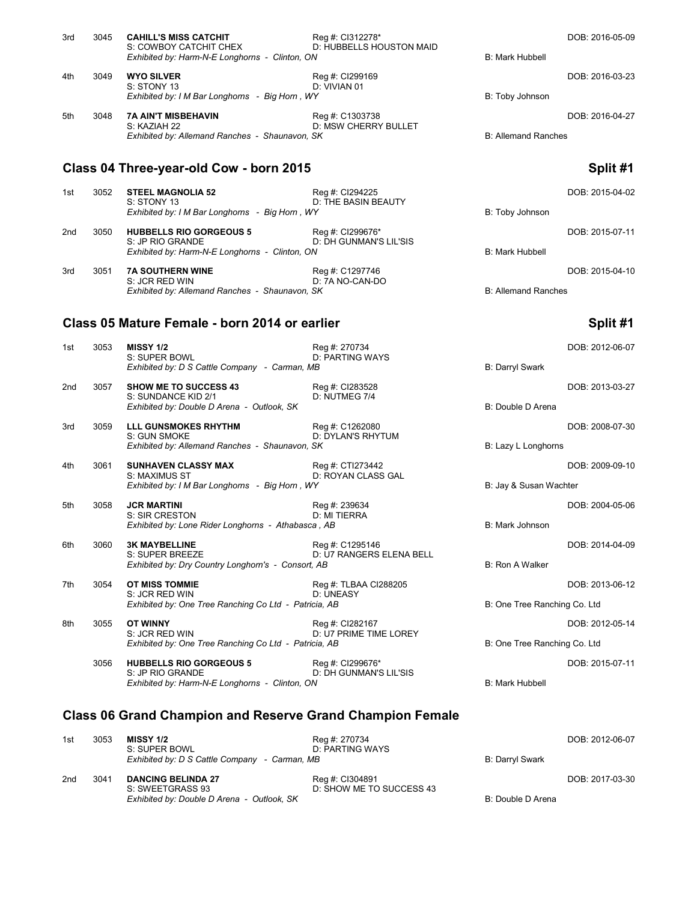| Place | No. | Name | Reg # | | DOB |
|---|---|---|---|---|---|
| 3rd | 3045 | **CAHILL'S MISS CATCHIT** | Reg #: CI312278* | | DOB: 2016-05-09 |
| | | S: COWBOY CATCHIT CHEX | D: HUBBELLS HOUSTON MAID | | |
| | | *Exhibited by: Harm-N-E Longhorns - Clinton, ON* | | B: Mark Hubbell | |
| 4th | 3049 | **WYO SILVER** | Reg #: CI299169 | | DOB: 2016-03-23 |
| | | S: STONY 13 | D: VIVIAN 01 | | |
| | | *Exhibited by: I M Bar Longhorns - Big Horn , WY* | | B: Toby Johnson | |
| 5th | 3048 | **7A AIN'T MISBEHAVIN** | Reg #: C1303738 | | DOB: 2016-04-27 |
| | | S: KAZIAH 22 | D: MSW CHERRY BULLET | | |
| | | *Exhibited by: Allemand Ranches - Shaunavon, SK* | | B: Allemand Ranches | |

## Class 04 Three-year-old Cow - born 2015

**Split #1**

| Place | No. | Name | Reg # | | DOB |
|---|---|---|---|---|---|
| 1st | 3052 | **STEEL MAGNOLIA 52** | Reg #: CI294225 | | DOB: 2015-04-02 |
| | | S: STONY 13 | D: THE BASIN BEAUTY | | |
| | | *Exhibited by: I M Bar Longhorns - Big Horn , WY* | | B: Toby Johnson | |
| 2nd | 3050 | **HUBBELLS RIO GORGEOUS 5** | Reg #: CI299676* | | DOB: 2015-07-11 |
| | | S: JP RIO GRANDE | D: DH GUNMAN'S LIL'SIS | | |
| | | *Exhibited by: Harm-N-E Longhorns - Clinton, ON* | | B: Mark Hubbell | |
| 3rd | 3051 | **7A SOUTHERN WINE** | Reg #: C1297746 | | DOB: 2015-04-10 |
| | | S: JCR RED WIN | D: 7A NO-CAN-DO | | |
| | | *Exhibited by: Allemand Ranches - Shaunavon, SK* | | B: Allemand Ranches | |

## Class 05 Mature Female - born 2014 or earlier

**Split #1**

| Place | No. | Name | Reg # | | DOB |
|---|---|---|---|---|---|
| 1st | 3053 | **MISSY 1/2** | Reg #: 270734 | | DOB: 2012-06-07 |
| | | S: SUPER BOWL | D: PARTING WAYS | | |
| | | *Exhibited by: D S Cattle Company - Carman, MB* | | B: Darryl Swark | |
| 2nd | 3057 | **SHOW ME TO SUCCESS 43** | Reg #: CI283528 | | DOB: 2013-03-27 |
| | | S: SUNDANCE KID 2/1 | D: NUTMEG 7/4 | | |
| | | *Exhibited by: Double D Arena - Outlook, SK* | | B: Double D Arena | |
| 3rd | 3059 | **LLL GUNSMOKES RHYTHM** | Reg #: C1262080 | | DOB: 2008-07-30 |
| | | S: GUN SMOKE | D: DYLAN'S RHYTUM | | |
| | | *Exhibited by: Allemand Ranches - Shaunavon, SK* | | B: Lazy L Longhorns | |
| 4th | 3061 | **SUNHAVEN CLASSY MAX** | Reg #: CTI273442 | | DOB: 2009-09-10 |
| | | S: MAXIMUS ST | D: ROYAN CLASS GAL | | |
| | | *Exhibited by: I M Bar Longhorns - Big Horn , WY* | | B: Jay & Susan Wachter | |
| 5th | 3058 | **JCR MARTINI** | Reg #: 239634 | | DOB: 2004-05-06 |
| | | S: SIR CRESTON | D: MI TIERRA | | |
| | | *Exhibited by: Lone Rider Longhorns - Athabasca , AB* | | B: Mark Johnson | |
| 6th | 3060 | **3K MAYBELLINE** | Reg #: C1295146 | | DOB: 2014-04-09 |
| | | S: SUPER BREEZE | D: U7 RANGERS ELENA BELL | | |
| | | *Exhibited by: Dry Country Longhorn's - Consort, AB* | | B: Ron A Walker | |
| 7th | 3054 | **OT MISS TOMMIE** | Reg #: TLBAA CI288205 | | DOB: 2013-06-12 |
| | | S: JCR RED WIN | D: UNEASY | | |
| | | *Exhibited by: One Tree Ranching Co Ltd - Patricia, AB* | | B: One Tree Ranching Co. Ltd | |
| 8th | 3055 | **OT WINNY** | Reg #: CI282167 | | DOB: 2012-05-14 |
| | | S: JCR RED WIN | D: U7 PRIME TIME LOREY | | |
| | | *Exhibited by: One Tree Ranching Co Ltd - Patricia, AB* | | B: One Tree Ranching Co. Ltd | |
| | 3056 | **HUBBELLS RIO GORGEOUS 5** | Reg #: CI299676* | | DOB: 2015-07-11 |
| | | S: JP RIO GRANDE | D: DH GUNMAN'S LIL'SIS | | |
| | | *Exhibited by: Harm-N-E Longhorns - Clinton, ON* | | B: Mark Hubbell | |

## Class 06 Grand Champion and Reserve Grand Champion Female

| Place | No. | Name | Reg # | | DOB |
|---|---|---|---|---|---|
| 1st | 3053 | **MISSY 1/2** | Reg #: 270734 | | DOB: 2012-06-07 |
| | | S: SUPER BOWL | D: PARTING WAYS | | |
| | | *Exhibited by: D S Cattle Company - Carman, MB* | | B: Darryl Swark | |
| 2nd | 3041 | **DANCING BELINDA 27** | Reg #: CI304891 | | DOB: 2017-03-30 |
| | | S: SWEETGRASS 93 | D: SHOW ME TO SUCCESS 43 | | |
| | | *Exhibited by: Double D Arena - Outlook, SK* | | B: Double D Arena | |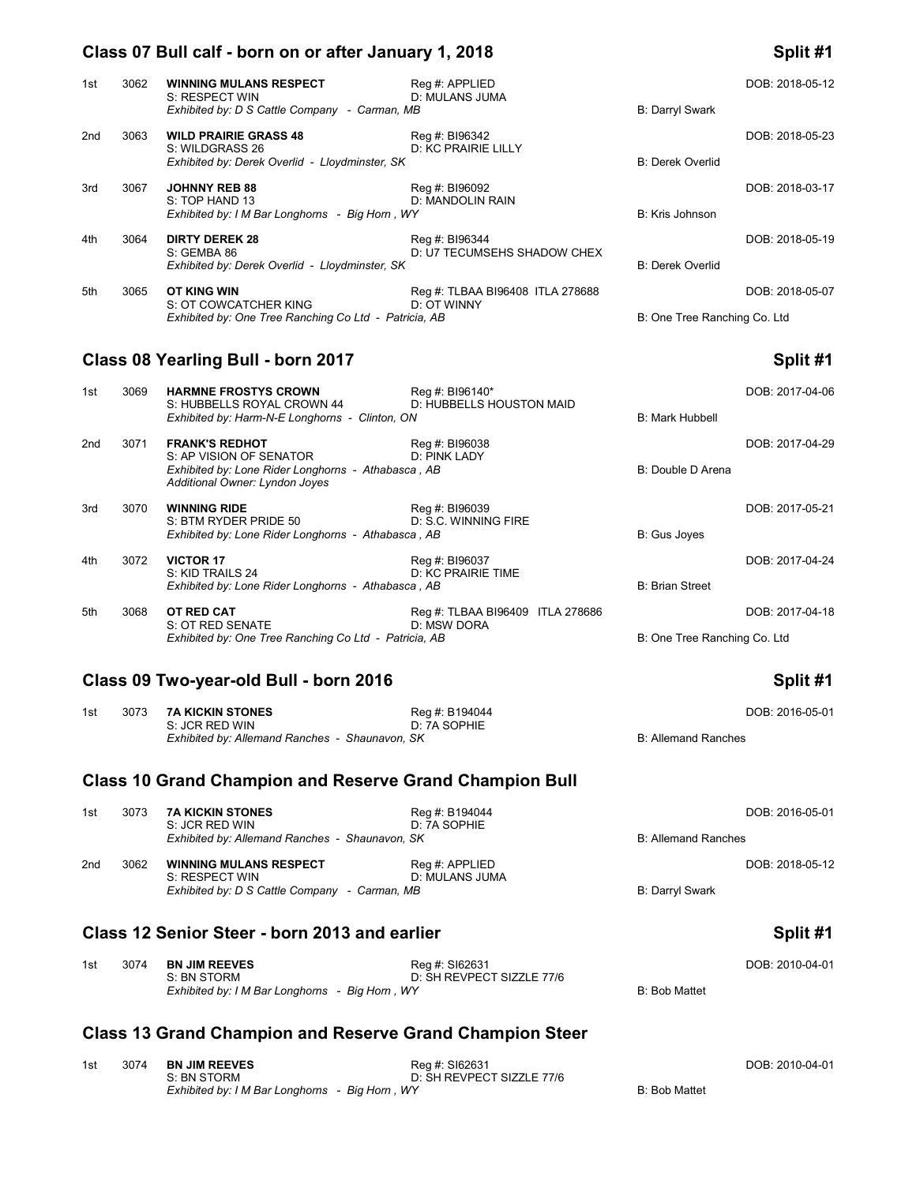## Class 07 Bull calf - born on or after January 1, 2018 — Split #1

| Place | No. | Name | Reg # | Breeder | DOB |
|---|---|---|---|---|---|
| 1st | 3062 | **WINNING MULANS RESPECT**<br>S: RESPECT WIN<br>D: MULANS JUMA<br>*Exhibited by: D S Cattle Company - Carman, MB* | Reg #: APPLIED | B: Darryl Swark | DOB: 2018-05-12 |
| 2nd | 3063 | **WILD PRAIRIE GRASS 48**<br>S: WILDGRASS 26<br>D: KC PRAIRIE LILLY<br>*Exhibited by: Derek Overlid - Lloydminster, SK* | Reg #: BI96342 | B: Derek Overlid | DOB: 2018-05-23 |
| 3rd | 3067 | **JOHNNY REB 88**<br>S: TOP HAND 13<br>D: MANDOLIN RAIN<br>*Exhibited by: I M Bar Longhorns - Big Horn , WY* | Reg #: BI96092 | B: Kris Johnson | DOB: 2018-03-17 |
| 4th | 3064 | **DIRTY DEREK 28**<br>S: GEMBA 86<br>D: U7 TECUMSEHS SHADOW CHEX<br>*Exhibited by: Derek Overlid - Lloydminster, SK* | Reg #: BI96344 | B: Derek Overlid | DOB: 2018-05-19 |
| 5th | 3065 | **OT KING WIN**<br>S: OT COWCATCHER KING<br>D: OT WINNY<br>*Exhibited by: One Tree Ranching Co Ltd - Patricia, AB* | Reg #: TLBAA BI96408 ITLA 278688 | B: One Tree Ranching Co. Ltd | DOB: 2018-05-07 |

## Class 08 Yearling Bull - born 2017 — Split #1

| Place | No. | Name | Reg # | Breeder | DOB |
|---|---|---|---|---|---|
| 1st | 3069 | **HARMNE FROSTYS CROWN**<br>S: HUBBELLS ROYAL CROWN 44<br>D: HUBBELLS HOUSTON MAID<br>*Exhibited by: Harm-N-E Longhorns - Clinton, ON* | Reg #: BI96140* | B: Mark Hubbell | DOB: 2017-04-06 |
| 2nd | 3071 | **FRANK'S REDHOT**<br>S: AP VISION OF SENATOR<br>D: PINK LADY<br>*Exhibited by: Lone Rider Longhorns - Athabasca , AB*<br>*Additional Owner: Lyndon Joyes* | Reg #: BI96038 | B: Double D Arena | DOB: 2017-04-29 |
| 3rd | 3070 | **WINNING RIDE**<br>S: BTM RYDER PRIDE 50<br>D: S.C. WINNING FIRE<br>*Exhibited by: Lone Rider Longhorns - Athabasca , AB* | Reg #: BI96039 | B: Gus Joyes | DOB: 2017-05-21 |
| 4th | 3072 | **VICTOR 17**<br>S: KID TRAILS 24<br>D: KC PRAIRIE TIME<br>*Exhibited by: Lone Rider Longhorns - Athabasca , AB* | Reg #: BI96037 | B: Brian Street | DOB: 2017-04-24 |
| 5th | 3068 | **OT RED CAT**<br>S: OT RED SENATE<br>D: MSW DORA<br>*Exhibited by: One Tree Ranching Co Ltd - Patricia, AB* | Reg #: TLBAA BI96409 ITLA 278686 | B: One Tree Ranching Co. Ltd | DOB: 2017-04-18 |

## Class 09 Two-year-old Bull - born 2016 — Split #1

| Place | No. | Name | Reg # | Breeder | DOB |
|---|---|---|---|---|---|
| 1st | 3073 | **7A KICKIN STONES**<br>S: JCR RED WIN<br>D: 7A SOPHIE<br>*Exhibited by: Allemand Ranches - Shaunavon, SK* | Reg #: B194044 | B: Allemand Ranches | DOB: 2016-05-01 |

## Class 10 Grand Champion and Reserve Grand Champion Bull

| Place | No. | Name | Reg # | Breeder | DOB |
|---|---|---|---|---|---|
| 1st | 3073 | **7A KICKIN STONES**<br>S: JCR RED WIN<br>D: 7A SOPHIE<br>*Exhibited by: Allemand Ranches - Shaunavon, SK* | Reg #: B194044 | B: Allemand Ranches | DOB: 2016-05-01 |
| 2nd | 3062 | **WINNING MULANS RESPECT**<br>S: RESPECT WIN<br>D: MULANS JUMA<br>*Exhibited by: D S Cattle Company - Carman, MB* | Reg #: APPLIED | B: Darryl Swark | DOB: 2018-05-12 |

## Class 12 Senior Steer - born 2013 and earlier — Split #1

| Place | No. | Name | Reg # | Breeder | DOB |
|---|---|---|---|---|---|
| 1st | 3074 | **BN JIM REEVES**<br>S: BN STORM<br>D: SH REVPECT SIZZLE 77/6<br>*Exhibited by: I M Bar Longhorns - Big Horn , WY* | Reg #: SI62631 | B: Bob Mattet | DOB: 2010-04-01 |

## Class 13 Grand Champion and Reserve Grand Champion Steer

| Place | No. | Name | Reg # | Breeder | DOB |
|---|---|---|---|---|---|
| 1st | 3074 | **BN JIM REEVES**<br>S: BN STORM<br>D: SH REVPECT SIZZLE 77/6<br>*Exhibited by: I M Bar Longhorns - Big Horn , WY* | Reg #: SI62631 | B: Bob Mattet | DOB: 2010-04-01 |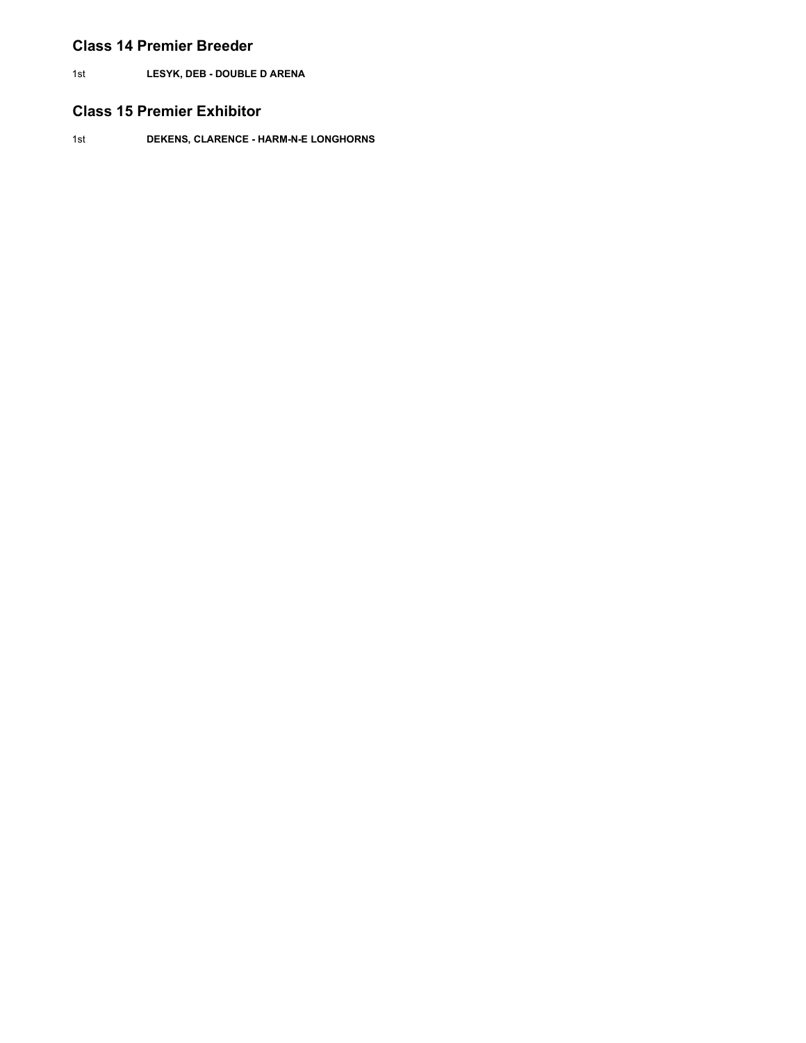## Class 14 Premier Breeder

| | |
|---|---|
| 1st | **LESYK, DEB - DOUBLE D ARENA** |

## Class 15 Premier Exhibitor

| | |
|---|---|
| 1st | **DEKENS, CLARENCE - HARM-N-E LONGHORNS** |